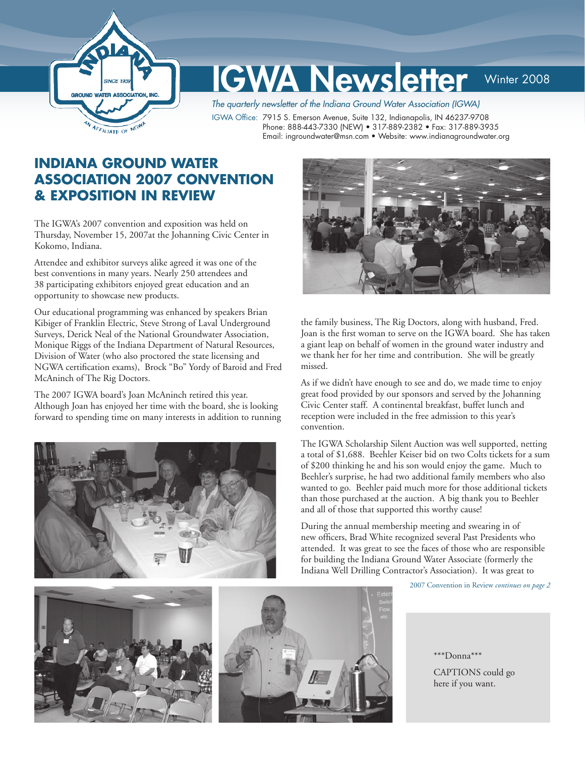# IGWA Newsletter

Winter 2008

*The quarterly newsletter of the Indiana Ground Water Association (IGWA)*

IGWA Office: 7915 S. Emerson Avenue, Suite 132, Indianapolis, IN 46237-9708
Phone: 888-443-7330 (NEW) • 317-889-2382 • Fax: 317-889-3935
Email: ingroundwater@msn.com • Website: www.indianagroundwater.org

## INDIANA GROUND WATER ASSOCIATION 2007 CONVENTION & EXPOSITION IN REVIEW

The IGWA's 2007 convention and exposition was held on Thursday, November 15, 2007at the Johanning Civic Center in Kokomo, Indiana.

Attendee and exhibitor surveys alike agreed it was one of the best conventions in many years. Nearly 250 attendees and 38 participating exhibitors enjoyed great education and an opportunity to showcase new products.

Our educational programming was enhanced by speakers Brian Kibiger of Franklin Electric, Steve Strong of Laval Underground Surveys, Derick Neal of the National Groundwater Association, Monique Riggs of the Indiana Department of Natural Resources, Division of Water (who also proctored the state licensing and NGWA certification exams), Brock "Bo" Yordy of Baroid and Fred McAninch of The Rig Doctors.

The 2007 IGWA board's Joan McAninch retired this year. Although Joan has enjoyed her time with the board, she is looking forward to spending time on many interests in addition to running the family business, The Rig Doctors, along with husband, Fred. Joan is the first woman to serve on the IGWA board. She has taken a giant leap on behalf of women in the ground water industry and we thank her for her time and contribution. She will be greatly missed.

As if we didn't have enough to see and do, we made time to enjoy great food provided by our sponsors and served by the Johanning Civic Center staff. A continental breakfast, buffet lunch and reception were included in the free admission to this year's convention.

The IGWA Scholarship Silent Auction was well supported, netting a total of $1,688. Beehler Keiser bid on two Colts tickets for a sum of $200 thinking he and his son would enjoy the game. Much to Beehler's surprise, he had two additional family members who also wanted to go. Beehler paid much more for those additional tickets than those purchased at the auction. A big thank you to Beehler and all of those that supported this worthy cause!

During the annual membership meeting and swearing in of new officers, Brad White recognized several Past Presidents who attended. It was great to see the faces of those who are responsible for building the Indiana Ground Water Associate (formerly the Indiana Well Drilling Contractor's Association). It was great to

2007 Convention in Review *continues on page 2*

\*\*\*Donna\*\*\*

CAPTIONS could go here if you want.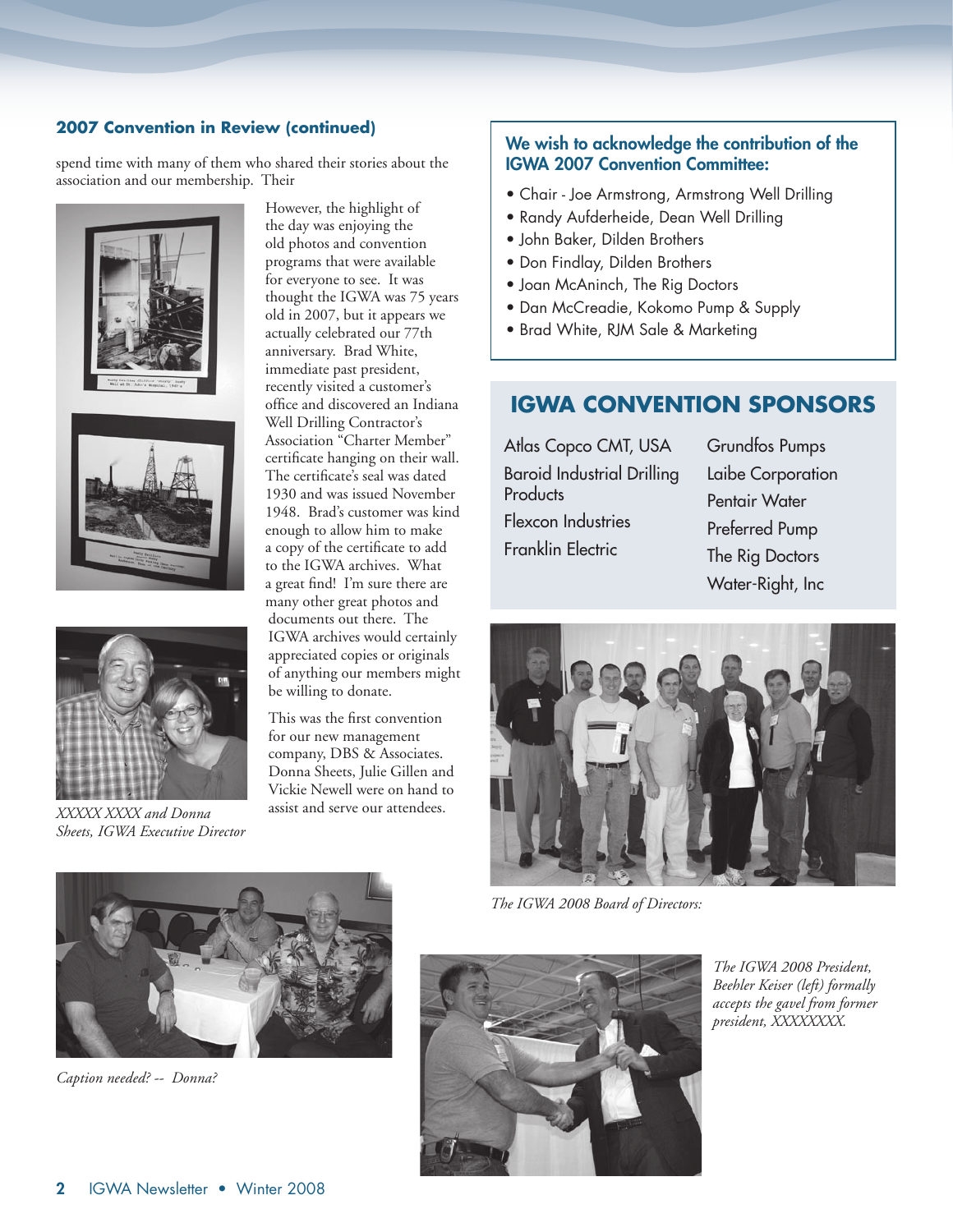### 2007 Convention in Review (continued)

spend time with many of them who shared their stories about the association and our membership. Their

However, the highlight of the day was enjoying the old photos and convention programs that were available for everyone to see. It was thought the IGWA was 75 years old in 2007, but it appears we actually celebrated our 77th anniversary. Brad White, immediate past president, recently visited a customer's office and discovered an Indiana Well Drilling Contractor's Association "Charter Member" certificate hanging on their wall. The certificate's seal was dated 1930 and was issued November 1948. Brad's customer was kind enough to allow him to make a copy of the certificate to add to the IGWA archives. What a great find! I'm sure there are many other great photos and documents out there. The IGWA archives would certainly appreciated copies or originals of anything our members might be willing to donate.

This was the first convention for our new management company, DBS & Associates. Donna Sheets, Julie Gillen and Vickie Newell were on hand to assist and serve our attendees.

*XXXXX XXXX and Donna Sheets, IGWA Executive Director*

*Caption needed? -- Donna?*

**We wish to acknowledge the contribution of the IGWA 2007 Convention Committee:**

- Chair - Joe Armstrong, Armstrong Well Drilling
- Randy Aufderheide, Dean Well Drilling
- John Baker, Dilden Brothers
- Don Findlay, Dilden Brothers
- Joan McAninch, The Rig Doctors
- Dan McCreadie, Kokomo Pump & Supply
- Brad White, RJM Sale & Marketing

## IGWA CONVENTION SPONSORS

Atlas Copco CMT, USA
Baroid Industrial Drilling Products
Flexcon Industries
Franklin Electric
Grundfos Pumps
Laibe Corporation
Pentair Water
Preferred Pump
The Rig Doctors
Water-Right, Inc

*The IGWA 2008 Board of Directors:*

*The IGWA 2008 President, Beehler Keiser (left) formally accepts the gavel from former president, XXXXXXXX.*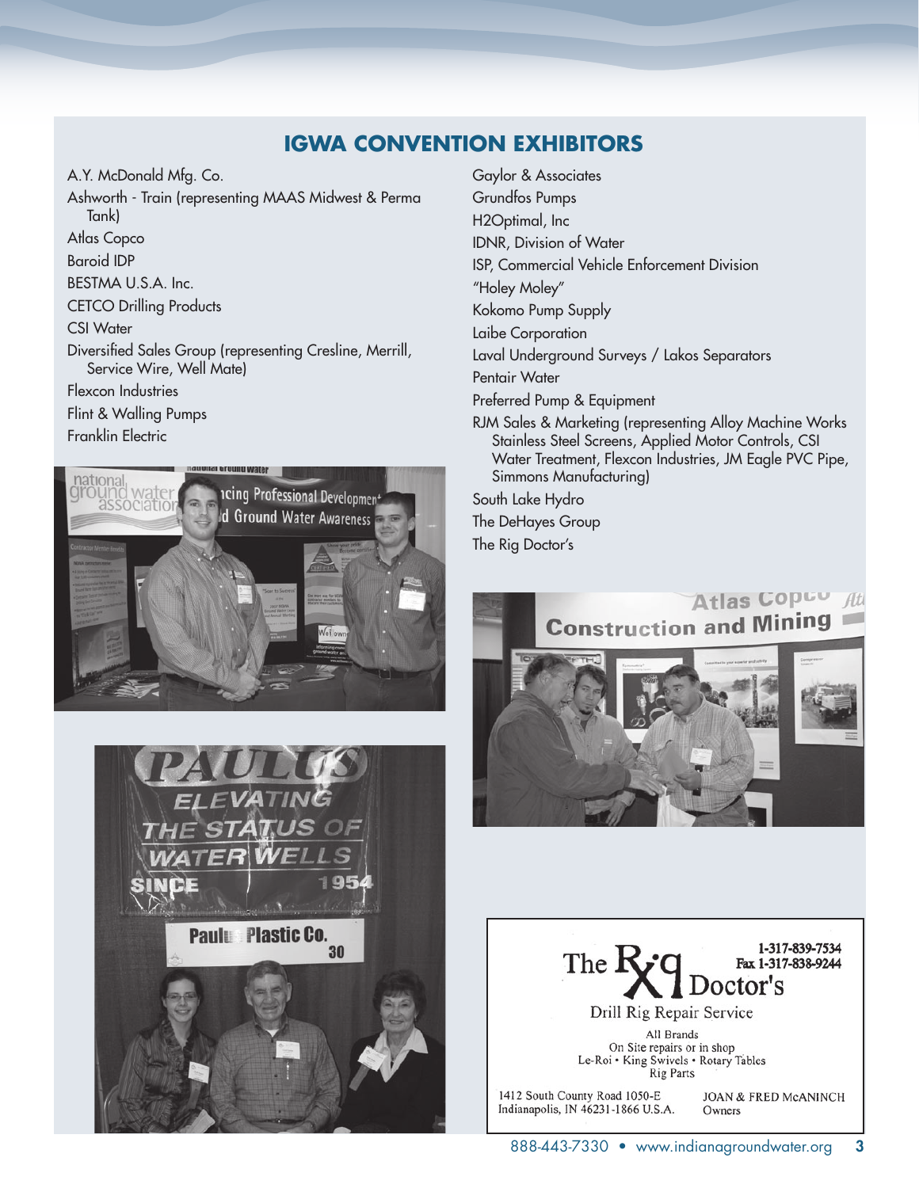## IGWA CONVENTION EXHIBITORS

A.Y. McDonald Mfg. Co.

Ashworth - Train (representing MAAS Midwest & Perma Tank)

Atlas Copco

Baroid IDP

BESTMA U.S.A. Inc.

CETCO Drilling Products

CSI Water

Diversified Sales Group (representing Cresline, Merrill, Service Wire, Well Mate)

Flexcon Industries

Flint & Walling Pumps

Franklin Electric

Gaylor & Associates

Grundfos Pumps

H2Optimal, Inc

IDNR, Division of Water

ISP, Commercial Vehicle Enforcement Division

"Holey Moley"

Kokomo Pump Supply

Laibe Corporation

Laval Underground Surveys / Lakos Separators

Pentair Water

Preferred Pump & Equipment

RJM Sales & Marketing (representing Alloy Machine Works Stainless Steel Screens, Applied Motor Controls, CSI Water Treatment, Flexcon Industries, JM Eagle PVC Pipe, Simmons Manufacturing)

South Lake Hydro

The DeHayes Group

The Rig Doctor's

The Rig Doctor's

1-317-839-7534
Fax 1-317-838-9244

Drill Rig Repair Service

All Brands
On Site repairs or in shop
Le-Roi • King Swivels • Rotary Tables
Rig Parts

1412 South County Road 1050-E
Indianapolis, IN 46231-1866 U.S.A.

JOAN & FRED McANINCH
Owners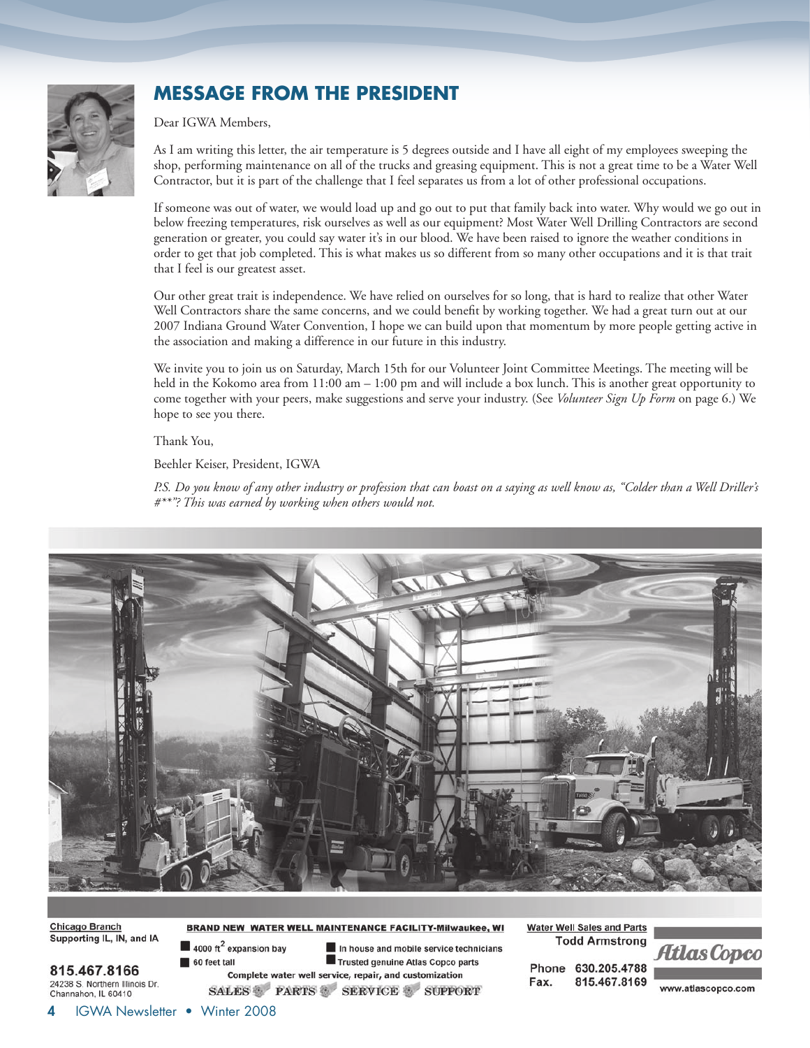## MESSAGE FROM THE PRESIDENT

Dear IGWA Members,

As I am writing this letter, the air temperature is 5 degrees outside and I have all eight of my employees sweeping the shop, performing maintenance on all of the trucks and greasing equipment. This is not a great time to be a Water Well Contractor, but it is part of the challenge that I feel separates us from a lot of other professional occupations.

If someone was out of water, we would load up and go out to put that family back into water. Why would we go out in below freezing temperatures, risk ourselves as well as our equipment? Most Water Well Drilling Contractors are second generation or greater, you could say water it's in our blood. We have been raised to ignore the weather conditions in order to get that job completed. This is what makes us so different from so many other occupations and it is that trait that I feel is our greatest asset.

Our other great trait is independence. We have relied on ourselves for so long, that is hard to realize that other Water Well Contractors share the same concerns, and we could benefit by working together. We had a great turn out at our 2007 Indiana Ground Water Convention, I hope we can build upon that momentum by more people getting active in the association and making a difference in our future in this industry.

We invite you to join us on Saturday, March 15th for our Volunteer Joint Committee Meetings. The meeting will be held in the Kokomo area from 11:00 am – 1:00 pm and will include a box lunch. This is another great opportunity to come together with your peers, make suggestions and serve your industry. (See *Volunteer Sign Up Form* on page 6.) We hope to see you there.

Thank You,

Beehler Keiser, President, IGWA

*P.S. Do you know of any other industry or profession that can boast on a saying as well know as, "Colder than a Well Driller's #**"? This was earned by working when others would not.*

**Chicago Branch**
Supporting IL, IN, and IA

**815.467.8166**
24238 S. Northern Illinois Dr.
Channahon, IL 60410

**BRAND NEW WATER WELL MAINTENANCE FACILITY-Milwaukee, WI**

- 4000 ft² expansion bay
- 60 feet tall
- In house and mobile service technicians
- Trusted genuine Atlas Copco parts

Complete water well service, repair, and customization

SALES · PARTS · SERVICE · SUPPORT

**Water Well Sales and Parts**
**Todd Armstrong**

Phone 630.205.4788
Fax. 815.467.8169

Atlas Copco
www.atlascopco.com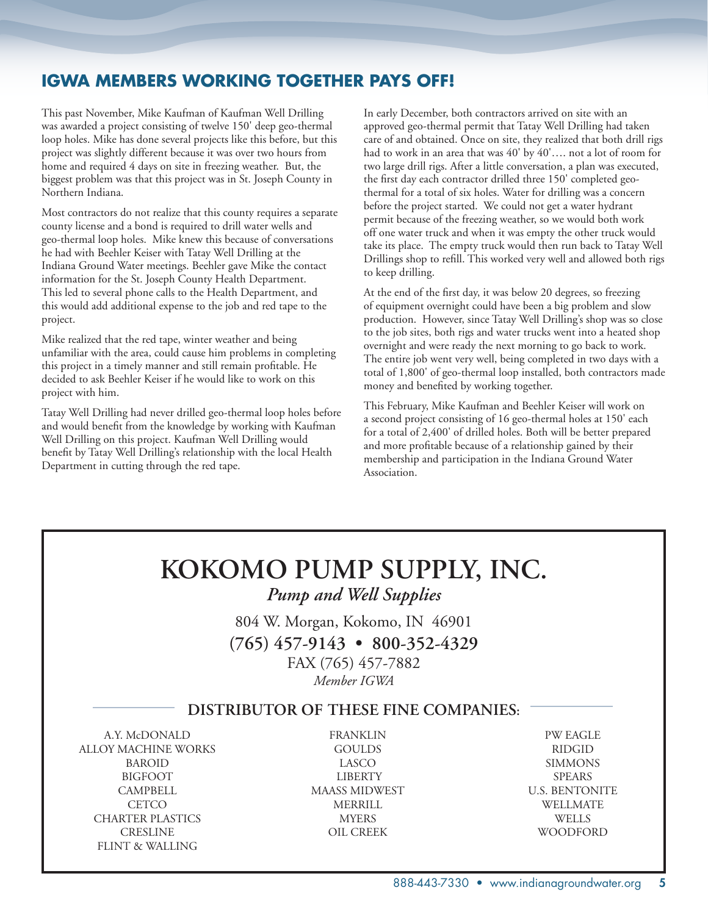## IGWA MEMBERS WORKING TOGETHER PAYS OFF!

This past November, Mike Kaufman of Kaufman Well Drilling was awarded a project consisting of twelve 150' deep geo-thermal loop holes. Mike has done several projects like this before, but this project was slightly different because it was over two hours from home and required 4 days on site in freezing weather. But, the biggest problem was that this project was in St. Joseph County in Northern Indiana.

Most contractors do not realize that this county requires a separate county license and a bond is required to drill water wells and geo-thermal loop holes. Mike knew this because of conversations he had with Beehler Keiser with Tatay Well Drilling at the Indiana Ground Water meetings. Beehler gave Mike the contact information for the St. Joseph County Health Department. This led to several phone calls to the Health Department, and this would add additional expense to the job and red tape to the project.

Mike realized that the red tape, winter weather and being unfamiliar with the area, could cause him problems in completing this project in a timely manner and still remain profitable. He decided to ask Beehler Keiser if he would like to work on this project with him.

Tatay Well Drilling had never drilled geo-thermal loop holes before and would benefit from the knowledge by working with Kaufman Well Drilling on this project. Kaufman Well Drilling would benefit by Tatay Well Drilling's relationship with the local Health Department in cutting through the red tape.

In early December, both contractors arrived on site with an approved geo-thermal permit that Tatay Well Drilling had taken care of and obtained. Once on site, they realized that both drill rigs had to work in an area that was 40' by 40'…. not a lot of room for two large drill rigs. After a little conversation, a plan was executed, the first day each contractor drilled three 150' completed geo-thermal for a total of six holes. Water for drilling was a concern before the project started. We could not get a water hydrant permit because of the freezing weather, so we would both work off one water truck and when it was empty the other truck would take its place. The empty truck would then run back to Tatay Well Drillings shop to refill. This worked very well and allowed both rigs to keep drilling.

At the end of the first day, it was below 20 degrees, so freezing of equipment overnight could have been a big problem and slow production. However, since Tatay Well Drilling's shop was so close to the job sites, both rigs and water trucks went into a heated shop overnight and were ready the next morning to go back to work. The entire job went very well, being completed in two days with a total of 1,800' of geo-thermal loop installed, both contractors made money and benefited by working together.

This February, Mike Kaufman and Beehler Keiser will work on a second project consisting of 16 geo-thermal holes at 150' each for a total of 2,400' of drilled holes. Both will be better prepared and more profitable because of a relationship gained by their membership and participation in the Indiana Ground Water Association.

# KOKOMO PUMP SUPPLY, INC.

***Pump and Well Supplies***

804 W. Morgan, Kokomo, IN 46901

**(765) 457-9143 • 800-352-4329**

FAX (765) 457-7882

*Member IGWA*

### DISTRIBUTOR OF THESE FINE COMPANIES:

A.Y. McDONALD
ALLOY MACHINE WORKS
BAROID
BIGFOOT
CAMPBELL
CETCO
CHARTER PLASTICS
CRESLINE
FLINT & WALLING
FRANKLIN
GOULDS
LASCO
LIBERTY
MAASS MIDWEST
MERRILL
MYERS
OIL CREEK
PW EAGLE
RIDGID
SIMMONS
SPEARS
U.S. BENTONITE
WELLMATE
WELLS
WOODFORD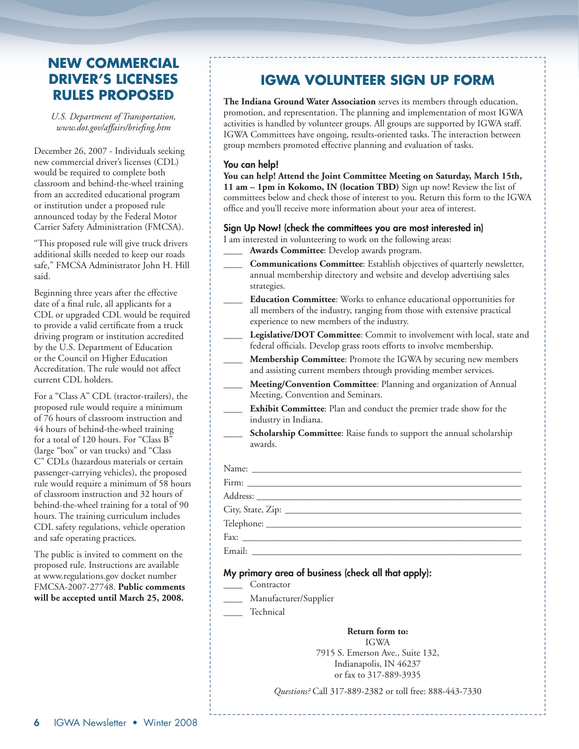# NEW COMMERCIAL DRIVER'S LICENSES RULES PROPOSED

*U.S. Department of Transportation, www.dot.gov/affairs/briefing.htm*

December 26, 2007 - Individuals seeking new commercial driver's licenses (CDL) would be required to complete both classroom and behind-the-wheel training from an accredited educational program or institution under a proposed rule announced today by the Federal Motor Carrier Safety Administration (FMCSA).

"This proposed rule will give truck drivers additional skills needed to keep our roads safe," FMCSA Administrator John H. Hill said.

Beginning three years after the effective date of a final rule, all applicants for a CDL or upgraded CDL would be required to provide a valid certificate from a truck driving program or institution accredited by the U.S. Department of Education or the Council on Higher Education Accreditation. The rule would not affect current CDL holders.

For a "Class A" CDL (tractor-trailers), the proposed rule would require a minimum of 76 hours of classroom instruction and 44 hours of behind-the-wheel training for a total of 120 hours. For "Class B" (large "box" or van trucks) and "Class C" CDLs (hazardous materials or certain passenger-carrying vehicles), the proposed rule would require a minimum of 58 hours of classroom instruction and 32 hours of behind-the-wheel training for a total of 90 hours. The training curriculum includes CDL safety regulations, vehicle operation and safe operating practices.

The public is invited to comment on the proposed rule. Instructions are available at www.regulations.gov docket number FMCSA-2007-27748. **Public comments will be accepted until March 25, 2008.**

# IGWA VOLUNTEER SIGN UP FORM

**The Indiana Ground Water Association** serves its members through education, promotion, and representation. The planning and implementation of most IGWA activities is handled by volunteer groups. All groups are supported by IGWA staff. IGWA Committees have ongoing, results-oriented tasks. The interaction between group members promoted effective planning and evaluation of tasks.

### You can help!

**You can help! Attend the Joint Committee Meeting on Saturday, March 15th, 11 am – 1pm in Kokomo, IN (location TBD)** Sign up now! Review the list of committees below and check those of interest to you. Return this form to the IGWA office and you'll receive more information about your area of interest.

### Sign Up Now! (check the committees you are most interested in)

I am interested in volunteering to work on the following areas:

____ **Awards Committee**: Develop awards program.

____ **Communications Committee**: Establish objectives of quarterly newsletter, annual membership directory and website and develop advertising sales strategies.

____ **Education Committee**: Works to enhance educational opportunities for all members of the industry, ranging from those with extensive practical experience to new members of the industry.

____ **Legislative/DOT Committee**: Commit to involvement with local, state and federal officials. Develop grass roots efforts to involve membership.

____ **Membership Committee**: Promote the IGWA by securing new members and assisting current members through providing member services.

____ **Meeting/Convention Committee**: Planning and organization of Annual Meeting, Convention and Seminars.

____ **Exhibit Committee**: Plan and conduct the premier trade show for the industry in Indiana.

____ **Scholarship Committee**: Raise funds to support the annual scholarship awards.

Name: ______________________________

Firm: ______________________________

Address: ______________________________

City, State, Zip: ______________________________

Telephone: ______________________________

Fax: ______________________________

Email: ______________________________

### My primary area of business (check all that apply):

____ Contractor

____ Manufacturer/Supplier

____ Technical

**Return form to:**
IGWA
7915 S. Emerson Ave., Suite 132,
Indianapolis, IN 46237
or fax to 317-889-3935

*Questions?* Call 317-889-2382 or toll free: 888-443-7330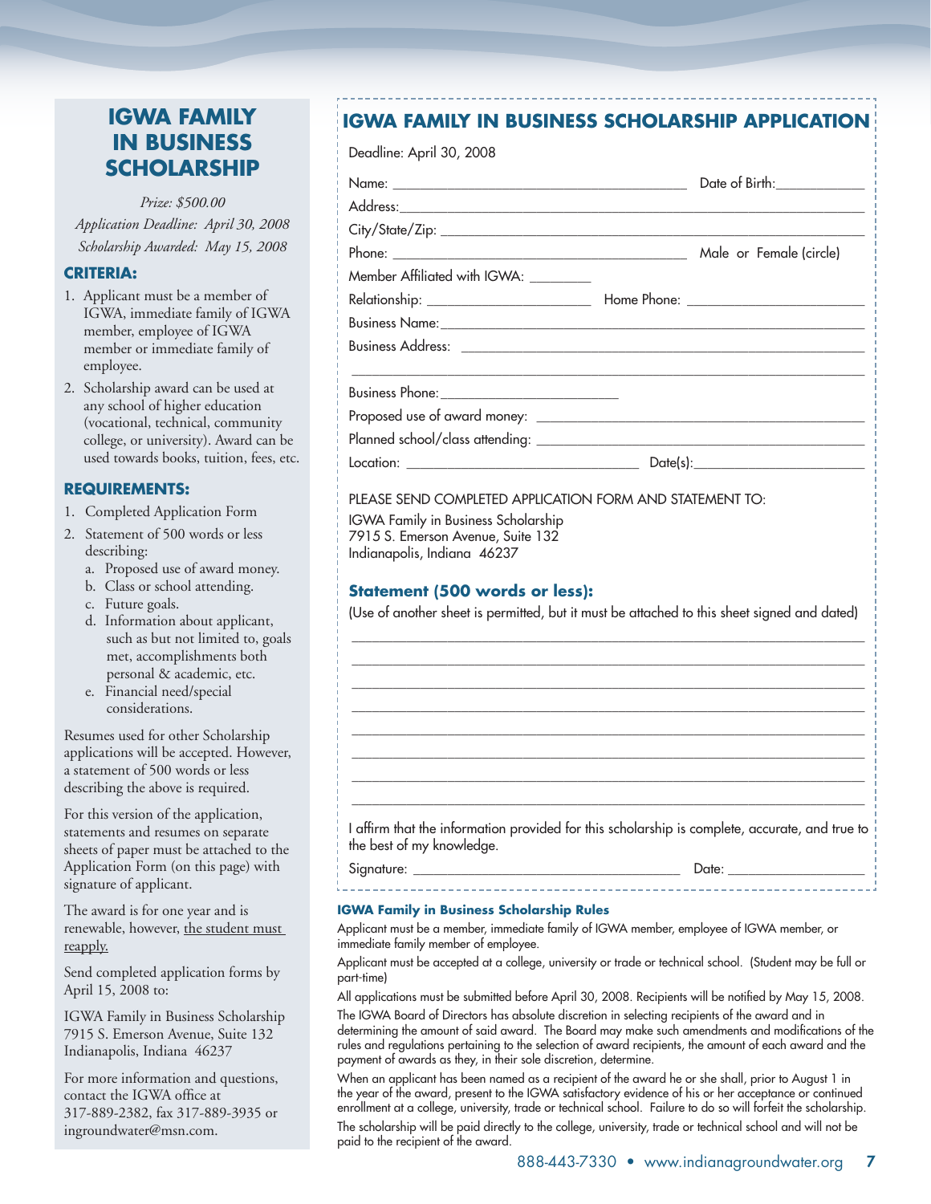# IGWA FAMILY IN BUSINESS SCHOLARSHIP

*Prize: $500.00*
*Application Deadline: April 30, 2008*
*Scholarship Awarded: May 15, 2008*

### CRITERIA:

1. Applicant must be a member of IGWA, immediate family of IGWA member, employee of IGWA member or immediate family of employee.
2. Scholarship award can be used at any school of higher education (vocational, technical, community college, or university). Award can be used towards books, tuition, fees, etc.

### REQUIREMENTS:

1. Completed Application Form
2. Statement of 500 words or less describing:
   a. Proposed use of award money.
   b. Class or school attending.
   c. Future goals.
   d. Information about applicant, such as but not limited to, goals met, accomplishments both personal & academic, etc.
   e. Financial need/special considerations.

Resumes used for other Scholarship applications will be accepted. However, a statement of 500 words or less describing the above is required.

For this version of the application, statements and resumes on separate sheets of paper must be attached to the Application Form (on this page) with signature of applicant.

The award is for one year and is renewable, however, the student must reapply.

Send completed application forms by April 15, 2008 to:

IGWA Family in Business Scholarship
7915 S. Emerson Avenue, Suite 132
Indianapolis, Indiana 46237

For more information and questions, contact the IGWA office at 317-889-2382, fax 317-889-3935 or ingroundwater@msn.com.

## IGWA FAMILY IN BUSINESS SCHOLARSHIP APPLICATION

Deadline: April 30, 2008

Name: ______________________________ Date of Birth: ____________

Address: ______________________________________________

City/State/Zip: ______________________________________________

Phone: ______________________________ Male or Female (circle)

Member Affiliated with IGWA: ________

Relationship: ____________________ Home Phone: ____________________

Business Name: ______________________________________________

Business Address: ______________________________________________

______________________________________________

Business Phone: ____________________

Proposed use of award money: ______________________________________________

Planned school/class attending: ______________________________________________

Location: ____________________ Date(s): ____________________

PLEASE SEND COMPLETED APPLICATION FORM AND STATEMENT TO:

IGWA Family in Business Scholarship
7915 S. Emerson Avenue, Suite 132
Indianapolis, Indiana 46237

### Statement (500 words or less):

(Use of another sheet is permitted, but it must be attached to this sheet signed and dated)

______________________________________________

______________________________________________

______________________________________________

______________________________________________

______________________________________________

______________________________________________

______________________________________________

______________________________________________

I affirm that the information provided for this scholarship is complete, accurate, and true to the best of my knowledge.

Signature: ______________________________ Date: ____________________

### IGWA Family in Business Scholarship Rules

Applicant must be a member, immediate family of IGWA member, employee of IGWA member, or immediate family member of employee.

Applicant must be accepted at a college, university or trade or technical school. (Student may be full or part-time)

All applications must be submitted before April 30, 2008. Recipients will be notified by May 15, 2008.

The IGWA Board of Directors has absolute discretion in selecting recipients of the award and in determining the amount of said award. The Board may make such amendments and modifications of the rules and regulations pertaining to the selection of award recipients, the amount of each award and the payment of awards as they, in their sole discretion, determine.

When an applicant has been named as a recipient of the award he or she shall, prior to August 1 in the year of the award, present to the IGWA satisfactory evidence of his or her acceptance or continued enrollment at a college, university, trade or technical school. Failure to do so will forfeit the scholarship.

The scholarship will be paid directly to the college, university, trade or technical school and will not be paid to the recipient of the award.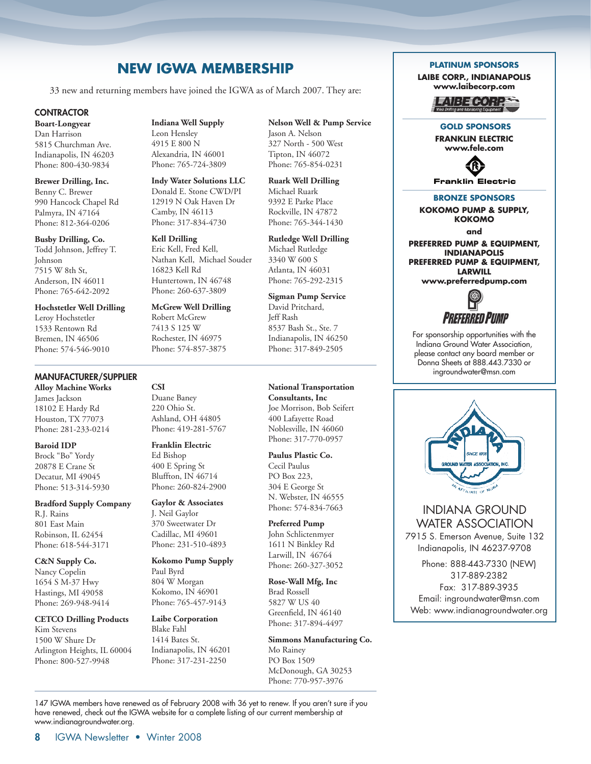# NEW IGWA MEMBERSHIP

33 new and returning members have joined the IGWA as of March 2007. They are:

## CONTRACTOR

**Boart-Longyear**
Dan Harrison
5815 Churchman Ave.
Indianapolis, IN 46203
Phone: 800-430-9834

**Brewer Drilling, Inc.**
Benny C. Brewer
990 Hancock Chapel Rd
Palmyra, IN 47164
Phone: 812-364-0206

**Busby Drilling, Co.**
Todd Johnson, Jeffrey T. Johnson
7515 W 8th St,
Anderson, IN 46011
Phone: 765-642-2092

**Hochstetler Well Drilling**
Leroy Hochstetler
1533 Rentown Rd
Bremen, IN 46506
Phone: 574-546-9010

**Indiana Well Supply**
Leon Hensley
4915 E 800 N
Alexandria, IN 46001
Phone: 765-724-3809

**Indy Water Solutions LLC**
Donald E. Stone CWD/PI
12919 N Oak Haven Dr
Camby, IN 46113
Phone: 317-834-4730

**Kell Drilling**
Eric Kell, Fred Kell, Nathan Kell, Michael Souder
16823 Kell Rd
Huntertown, IN 46748
Phone: 260-637-3809

**McGrew Well Drilling**
Robert McGrew
7413 S 125 W
Rochester, IN 46975
Phone: 574-857-3875

**Nelson Well & Pump Service**
Jason A. Nelson
327 North - 500 West
Tipton, IN 46072
Phone: 765-854-0231

**Ruark Well Drilling**
Michael Ruark
9392 E Parke Place
Rockville, IN 47872
Phone: 765-344-1430

**Rutledge Well Drilling**
Michael Rutledge
3340 W 600 S
Atlanta, IN 46031
Phone: 765-292-2315

**Sigman Pump Service**
David Pritchard,
Jeff Rash
8537 Bash St., Ste. 7
Indianapolis, IN 46250
Phone: 317-849-2505

## MANUFACTURER/SUPPLIER

**Alloy Machine Works**
James Jackson
18102 E Hardy Rd
Houston, TX 77073
Phone: 281-233-0214

**Baroid IDP**
Brock "Bo" Yordy
20878 E Crane St
Decatur, MI 49045
Phone: 513-314-5930

**Bradford Supply Company**
R.J. Rains
801 East Main
Robinson, IL 62454
Phone: 618-544-3171

**C&N Supply Co.**
Nancy Copelin
1654 S M-37 Hwy
Hastings, MI 49058
Phone: 269-948-9414

**CETCO Drilling Products**
Kim Stevens
1500 W Shure Dr
Arlington Heights, IL 60004
Phone: 800-527-9948

**CSI**
Duane Baney
220 Ohio St.
Ashland, OH 44805
Phone: 419-281-5767

**Franklin Electric**
Ed Bishop
400 E Spring St
Bluffton, IN 46714
Phone: 260-824-2900

**Gaylor & Associates**
J. Neil Gaylor
370 Sweetwater Dr
Cadillac, MI 49601
Phone: 231-510-4893

**Kokomo Pump Supply**
Paul Byrd
804 W Morgan
Kokomo, IN 46901
Phone: 765-457-9143

**Laibe Corporation**
Blake Fahl
1414 Bates St.
Indianapolis, IN 46201
Phone: 317-231-2250

**National Transportation Consultants, Inc**
Joe Morrison, Bob Seifert
400 Lafayette Road
Noblesville, IN 46060
Phone: 317-770-0957

**Paulus Plastic Co.**
Cecil Paulus
PO Box 223,
304 E George St
N. Webster, IN 46555
Phone: 574-834-7663

**Preferred Pump**
John Schlictenmyer
1611 N Binkley Rd
Larwill, IN 46764
Phone: 260-327-3052

**Rose-Wall Mfg, Inc**
Brad Rossell
5827 W US 40
Greenfield, IN 46140
Phone: 317-894-4497

**Simmons Manufacturing Co.**
Mo Rainey
PO Box 1509
McDonough, GA 30253
Phone: 770-957-3976

147 IGWA members have renewed as of February 2008 with 36 yet to renew. If you aren't sure if you have renewed, check out the IGWA website for a complete listing of our current membership at www.indianagroundwater.org.

---

**PLATINUM SPONSORS**

**LAIBE CORP., INDIANAPOLIS**
**www.laibecorp.com**

LAIBE CORP. Well Drilling and Monitoring Equipment

**GOLD SPONSORS**

**FRANKLIN ELECTRIC**
**www.fele.com**

Franklin Electric

**BRONZE SPONSORS**

**KOKOMO PUMP & SUPPLY, KOKOMO**

**and**

**PREFERRED PUMP & EQUIPMENT, INDIANAPOLIS**
**PREFERRED PUMP & EQUIPMENT, LARWILL**
**www.preferredpump.com**

PREFERRED PUMP

For sponsorship opportunities with the Indiana Ground Water Association, please contact any board member or Donna Sheets at 888.443.7330 or ingroundwater@msn.com

---

INDIANA GROUND WATER ASSOCIATION
7915 S. Emerson Avenue, Suite 132
Indianapolis, IN 46237-9708

Phone: 888-443-7330 (NEW)
317-889-2382
Fax: 317-889-3935
Email: ingroundwater@msn.com
Web: www.indianagroundwater.org